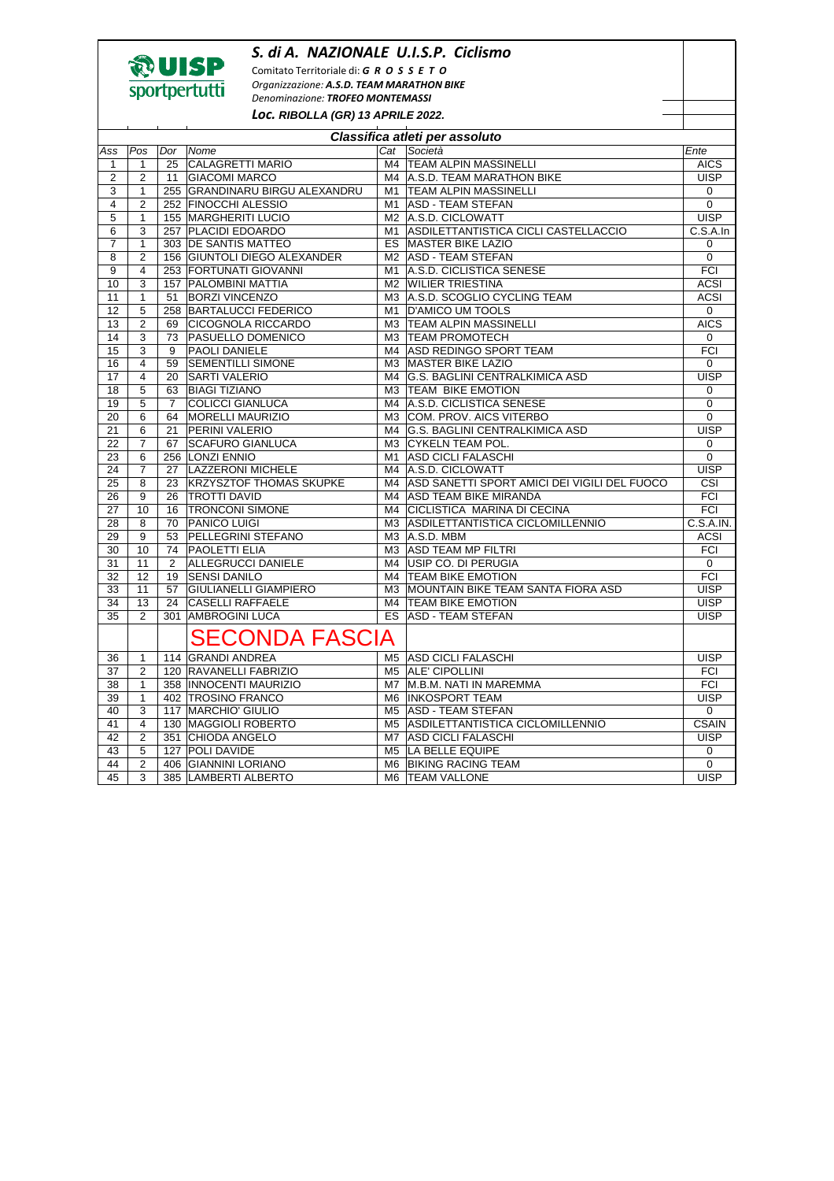UISP sportpertutti

## *S. di A. NAZIONALE U.I.S.P. Ciclismo*

Comitato Territoriale di: ***G R O S S E T O***

*Organizzazione:* ***A.S.D. TEAM MARATHON BIKE***

*Denominazione:* ***TROFEO MONTEMASSI***

***Loc. RIBOLLA (GR) 13 APRILE 2022.***

### *Classifica atleti per assoluto*

| Ass | Pos | Dor | Nome | Cat | Società | Ente |
|---|---|---|---|---|---|---|
| 1 | 1 | 25 | CALAGRETTI MARIO | M4 | TEAM ALPIN MASSINELLI | AICS |
| 2 | 2 | 11 | GIACOMI MARCO | M4 | A.S.D. TEAM MARATHON BIKE | UISP |
| 3 | 1 | 255 | GRANDINARU BIRGU ALEXANDRU | M1 | TEAM ALPIN MASSINELLI | 0 |
| 4 | 2 | 252 | FINOCCHI ALESSIO | M1 | ASD - TEAM STEFAN | 0 |
| 5 | 1 | 155 | MARGHERITI LUCIO | M2 | A.S.D. CICLOWATT | UISP |
| 6 | 3 | 257 | PLACIDI EDOARDO | M1 | ASDILETTANTISTICA CICLI CASTELLACCIO | C.S.A.In |
| 7 | 1 | 303 | DE SANTIS MATTEO | ES | MASTER BIKE LAZIO | 0 |
| 8 | 2 | 156 | GIUNTOLI DIEGO ALEXANDER | M2 | ASD - TEAM STEFAN | 0 |
| 9 | 4 | 253 | FORTUNATI GIOVANNI | M1 | A.S.D. CICLISTICA SENESE | FCI |
| 10 | 3 | 157 | PALOMBINI MATTIA | M2 | WILIER TRIESTINA | ACSI |
| 11 | 1 | 51 | BORZI VINCENZO | M3 | A.S.D. SCOGLIO CYCLING TEAM | ACSI |
| 12 | 5 | 258 | BARTALUCCI FEDERICO | M1 | D'AMICO UM TOOLS | 0 |
| 13 | 2 | 69 | CICOGNOLA RICCARDO | M3 | TEAM ALPIN MASSINELLI | AICS |
| 14 | 3 | 73 | PASUELLO DOMENICO | M3 | TEAM PROMOTECH | 0 |
| 15 | 3 | 9 | PAOLI DANIELE | M4 | ASD REDINGO SPORT TEAM | FCI |
| 16 | 4 | 59 | SEMENTILLI SIMONE | M3 | MASTER BIKE LAZIO | 0 |
| 17 | 4 | 20 | SARTI VALERIO | M4 | G.S. BAGLINI CENTRALKIMICA ASD | UISP |
| 18 | 5 | 63 | BIAGI TIZIANO | M3 | TEAM BIKE EMOTION | 0 |
| 19 | 5 | 7 | COLICCI GIANLUCA | M4 | A.S.D. CICLISTICA SENESE | 0 |
| 20 | 6 | 64 | MORELLI MAURIZIO | M3 | COM. PROV. AICS VITERBO | 0 |
| 21 | 6 | 21 | PERINI VALERIO | M4 | G.S. BAGLINI CENTRALKIMICA ASD | UISP |
| 22 | 7 | 67 | SCAFURO GIANLUCA | M3 | CYKELN TEAM POL. | 0 |
| 23 | 6 | 256 | LONZI ENNIO | M1 | ASD CICLI FALASCHI | 0 |
| 24 | 7 | 27 | LAZZERONI MICHELE | M4 | A.S.D. CICLOWATT | UISP |
| 25 | 8 | 23 | KRZYSZTOF THOMAS SKUPKE | M4 | ASD SANETTI SPORT AMICI DEI VIGILI DEL FUOCO | CSI |
| 26 | 9 | 26 | TROTTI DAVID | M4 | ASD TEAM BIKE MIRANDA | FCI |
| 27 | 10 | 16 | TRONCONI SIMONE | M4 | CICLISTICA MARINA DI CECINA | FCI |
| 28 | 8 | 70 | PANICO LUIGI | M3 | ASDILETTANTISTICA CICLOMILLENNIO | C.S.A.IN. |
| 29 | 9 | 53 | PELLEGRINI STEFANO | M3 | A.S.D. MBM | ACSI |
| 30 | 10 | 74 | PAOLETTI ELIA | M3 | ASD TEAM MP FILTRI | FCI |
| 31 | 11 | 2 | ALLEGRUCCI DANIELE | M4 | USIP CO. DI PERUGIA | 0 |
| 32 | 12 | 19 | SENSI DANILO | M4 | TEAM BIKE EMOTION | FCI |
| 33 | 11 | 57 | GIULIANELLI GIAMPIERO | M3 | MOUNTAIN BIKE TEAM SANTA FIORA ASD | UISP |
| 34 | 13 | 24 | CASELLI RAFFAELE | M4 | TEAM BIKE EMOTION | UISP |
| 35 | 2 | 301 | AMBROGINI LUCA | ES | ASD - TEAM STEFAN | UISP |
| | | | **SECONDA FASCIA** | | | |
| 36 | 1 | 114 | GRANDI ANDREA | M5 | ASD CICLI FALASCHI | UISP |
| 37 | 2 | 120 | RAVANELLI FABRIZIO | M5 | ALE' CIPOLLINI | FCI |
| 38 | 1 | 358 | INNOCENTI MAURIZIO | M7 | M.B.M. NATI IN MAREMMA | FCI |
| 39 | 1 | 402 | TROSINO FRANCO | M6 | INKOSPORT TEAM | UISP |
| 40 | 3 | 117 | MARCHIO' GIULIO | M5 | ASD - TEAM STEFAN | 0 |
| 41 | 4 | 130 | MAGGIOLI ROBERTO | M5 | ASDILETTANTISTICA CICLOMILLENNIO | CSAIN |
| 42 | 2 | 351 | CHIODA ANGELO | M7 | ASD CICLI FALASCHI | UISP |
| 43 | 5 | 127 | POLI DAVIDE | M5 | LA BELLE EQUIPE | 0 |
| 44 | 2 | 406 | GIANNINI LORIANO | M6 | BIKING RACING TEAM | 0 |
| 45 | 3 | 385 | LAMBERTI ALBERTO | M6 | TEAM VALLONE | UISP |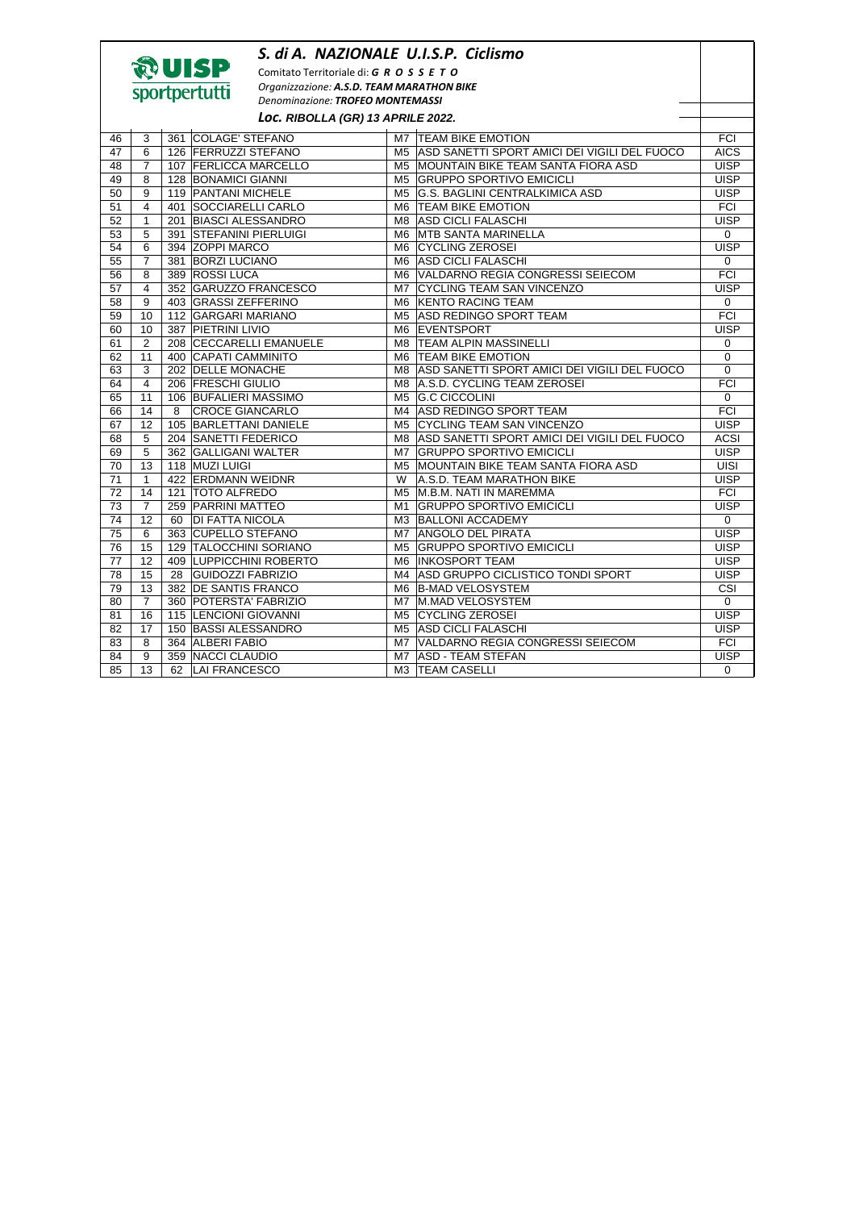## S. di A. NAZIONALE U.I.S.P. Ciclismo

Comitato Territoriale di: **G R O S S E T O**

*Organizzazione:* ***A.S.D. TEAM MARATHON BIKE***

*Denominazione:* ***TROFEO MONTEMASSI***

***Loc. RIBOLLA (GR) 13 APRILE 2022.***

| | | | | | | |
|---|---|---|---|---|---|---|
| 46 | 3 | 361 | COLAGE' STEFANO | M7 | TEAM BIKE EMOTION | FCI |
| 47 | 6 | 126 | FERRUZZI STEFANO | M5 | ASD SANETTI SPORT AMICI DEI VIGILI DEL FUOCO | AICS |
| 48 | 7 | 107 | FERLICCA MARCELLO | M5 | MOUNTAIN BIKE TEAM SANTA FIORA ASD | UISP |
| 49 | 8 | 128 | BONAMICI GIANNI | M5 | GRUPPO SPORTIVO EMICICLI | UISP |
| 50 | 9 | 119 | PANTANI MICHELE | M5 | G.S. BAGLINI CENTRALKIMICA ASD | UISP |
| 51 | 4 | 401 | SOCCIARELLI CARLO | M6 | TEAM BIKE EMOTION | FCI |
| 52 | 1 | 201 | BIASCI ALESSANDRO | M8 | ASD CICLI FALASCHI | UISP |
| 53 | 5 | 391 | STEFANINI PIERLUIGI | M6 | MTB SANTA MARINELLA | 0 |
| 54 | 6 | 394 | ZOPPI MARCO | M6 | CYCLING ZEROSEI | UISP |
| 55 | 7 | 381 | BORZI LUCIANO | M6 | ASD CICLI FALASCHI | 0 |
| 56 | 8 | 389 | ROSSI LUCA | M6 | VALDARNO REGIA CONGRESSI SEIECOM | FCI |
| 57 | 4 | 352 | GARUZZO FRANCESCO | M7 | CYCLING TEAM SAN VINCENZO | UISP |
| 58 | 9 | 403 | GRASSI ZEFFERINO | M6 | KENTO RACING TEAM | 0 |
| 59 | 10 | 112 | GARGARI MARIANO | M5 | ASD REDINGO SPORT TEAM | FCI |
| 60 | 10 | 387 | PIETRINI LIVIO | M6 | EVENTSPORT | UISP |
| 61 | 2 | 208 | CECCARELLI EMANUELE | M8 | TEAM ALPIN MASSINELLI | 0 |
| 62 | 11 | 400 | CAPATI CAMMINITO | M6 | TEAM BIKE EMOTION | 0 |
| 63 | 3 | 202 | DELLE MONACHE | M8 | ASD SANETTI SPORT AMICI DEI VIGILI DEL FUOCO | 0 |
| 64 | 4 | 206 | FRESCHI GIULIO | M8 | A.S.D. CYCLING TEAM ZEROSEI | FCI |
| 65 | 11 | 106 | BUFALIERI MASSIMO | M5 | G.C CICCOLINI | 0 |
| 66 | 14 | 8 | CROCE GIANCARLO | M4 | ASD REDINGO SPORT TEAM | FCI |
| 67 | 12 | 105 | BARLETTANI DANIELE | M5 | CYCLING TEAM SAN VINCENZO | UISP |
| 68 | 5 | 204 | SANETTI FEDERICO | M8 | ASD SANETTI SPORT AMICI DEI VIGILI DEL FUOCO | ACSI |
| 69 | 5 | 362 | GALLIGANI WALTER | M7 | GRUPPO SPORTIVO EMICICLI | UISP |
| 70 | 13 | 118 | MUZI LUIGI | M5 | MOUNTAIN BIKE TEAM SANTA FIORA ASD | UISI |
| 71 | 1 | 422 | ERDMANN WEIDNR | W | A.S.D. TEAM MARATHON BIKE | UISP |
| 72 | 14 | 121 | TOTO ALFREDO | M5 | M.B.M. NATI IN MAREMMA | FCI |
| 73 | 7 | 259 | PARRINI MATTEO | M1 | GRUPPO SPORTIVO EMICICLI | UISP |
| 74 | 12 | 60 | DI FATTA NICOLA | M3 | BALLONI ACCADEMY | 0 |
| 75 | 6 | 363 | CUPELLO STEFANO | M7 | ANGOLO DEL PIRATA | UISP |
| 76 | 15 | 129 | TALOCCHINI SORIANO | M5 | GRUPPO SPORTIVO EMICICLI | UISP |
| 77 | 12 | 409 | LUPPICCHINI ROBERTO | M6 | INKOSPORT TEAM | UISP |
| 78 | 15 | 28 | GUIDOZZI FABRIZIO | M4 | ASD GRUPPO CICLISTICO TONDI SPORT | UISP |
| 79 | 13 | 382 | DE SANTIS FRANCO | M6 | B-MAD VELOSYSTEM | CSI |
| 80 | 7 | 360 | POTERSTA' FABRIZIO | M7 | M.MAD VELOSYSTEM | 0 |
| 81 | 16 | 115 | LENCIONI GIOVANNI | M5 | CYCLING ZEROSEI | UISP |
| 82 | 17 | 150 | BASSI ALESSANDRO | M5 | ASD CICLI FALASCHI | UISP |
| 83 | 8 | 364 | ALBERI FABIO | M7 | VALDARNO REGIA CONGRESSI SEIECOM | FCI |
| 84 | 9 | 359 | NACCI CLAUDIO | M7 | ASD - TEAM STEFAN | UISP |
| 85 | 13 | 62 | LAI FRANCESCO | M3 | TEAM CASELLI | 0 |